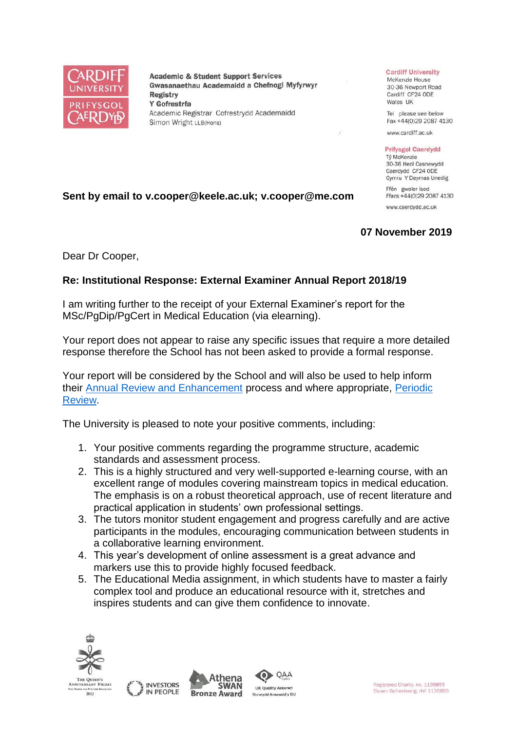**Academic & Student Support Services**
**Gwasanaethau Academaidd a Chefnogi Myfyrwyr**
**Registry**
**Y Gofrestrfa**
Academic Registrar Cofrestrydd Academaidd
Simon Wright LLB(Hons)

**Cardiff University**
McKenzie House
30-36 Newport Road
Cardiff CF24 0DE
Wales UK

Tel please see below
Fax +44(0)29 2087 4130

www.cardiff.ac.uk

**Prifysgol Caerdydd**
Tŷ McKenzie
30-36 Heol Casnewydd
Caerdydd CF24 0DE
Cymru Y Deyrnas Unedig

Ffôn gweler isod
Ffacs +44(0)29 2087 4130

www.caerdydd.ac.uk

**Sent by email to v.cooper@keele.ac.uk; v.cooper@me.com**

**07 November 2019**

Dear Dr Cooper,

**Re: Institutional Response: External Examiner Annual Report 2018/19**

I am writing further to the receipt of your External Examiner's report for the MSc/PgDip/PgCert in Medical Education (via elearning).

Your report does not appear to raise any specific issues that require a more detailed response therefore the School has not been asked to provide a formal response.

Your report will be considered by the School and will also be used to help inform their Annual Review and Enhancement process and where appropriate, Periodic Review.

The University is pleased to note your positive comments, including:

1. Your positive comments regarding the programme structure, academic standards and assessment process.
2. This is a highly structured and very well-supported e-learning course, with an excellent range of modules covering mainstream topics in medical education. The emphasis is on a robust theoretical approach, use of recent literature and practical application in students' own professional settings.
3. The tutors monitor student engagement and progress carefully and are active participants in the modules, encouraging communication between students in a collaborative learning environment.
4. This year's development of online assessment is a great advance and markers use this to provide highly focused feedback.
5. The Educational Media assignment, in which students have to master a fairly complex tool and produce an educational resource with it, stretches and inspires students and can give them confidence to innovate.

Registered Charity, no. 1136855
Elusen Gofrestredig, rhif 1136855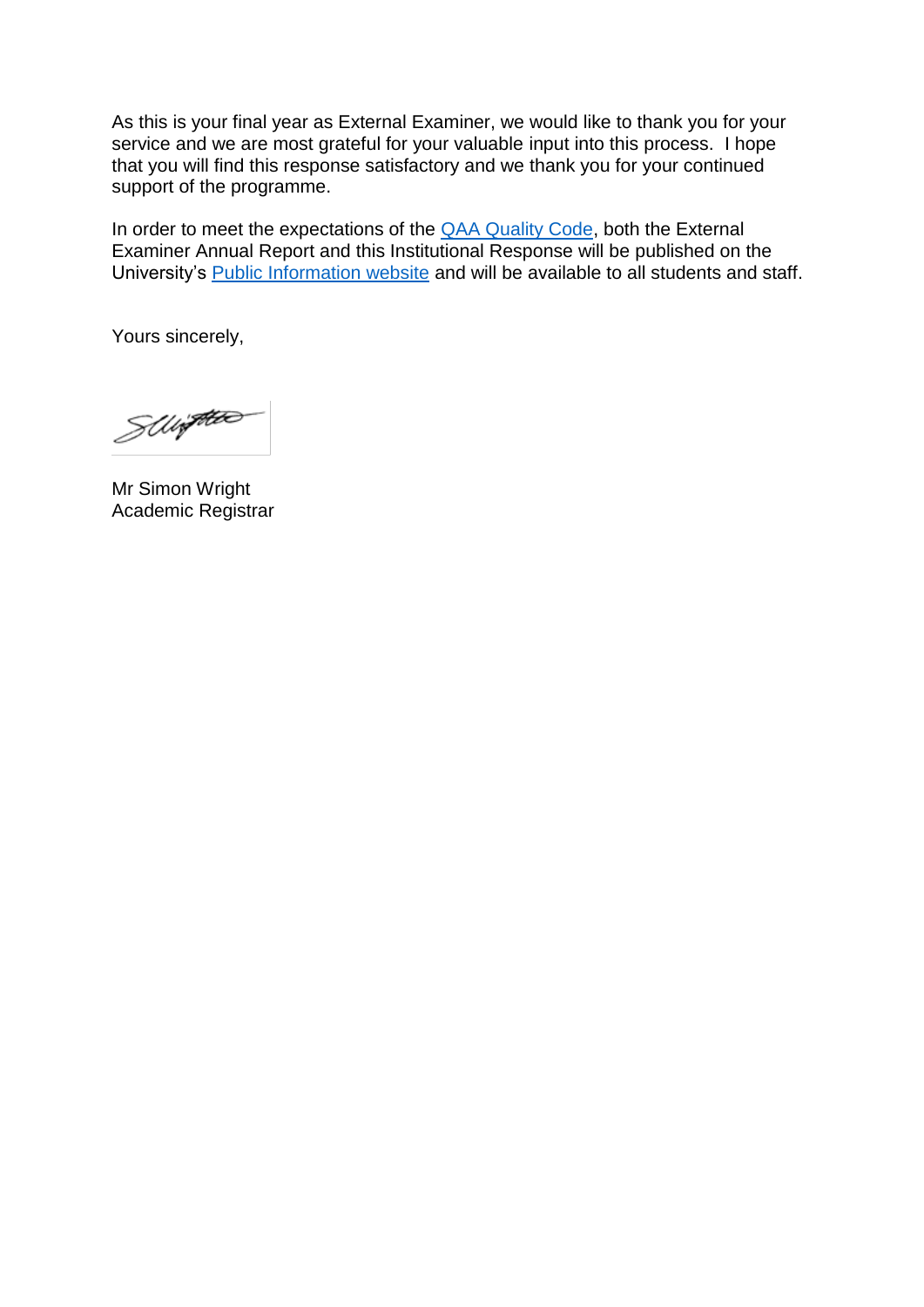As this is your final year as External Examiner, we would like to thank you for your service and we are most grateful for your valuable input into this process. I hope that you will find this response satisfactory and we thank you for your continued support of the programme.

In order to meet the expectations of the QAA Quality Code, both the External Examiner Annual Report and this Institutional Response will be published on the University's Public Information website and will be available to all students and staff.

Yours sincerely,

Mr Simon Wright
Academic Registrar